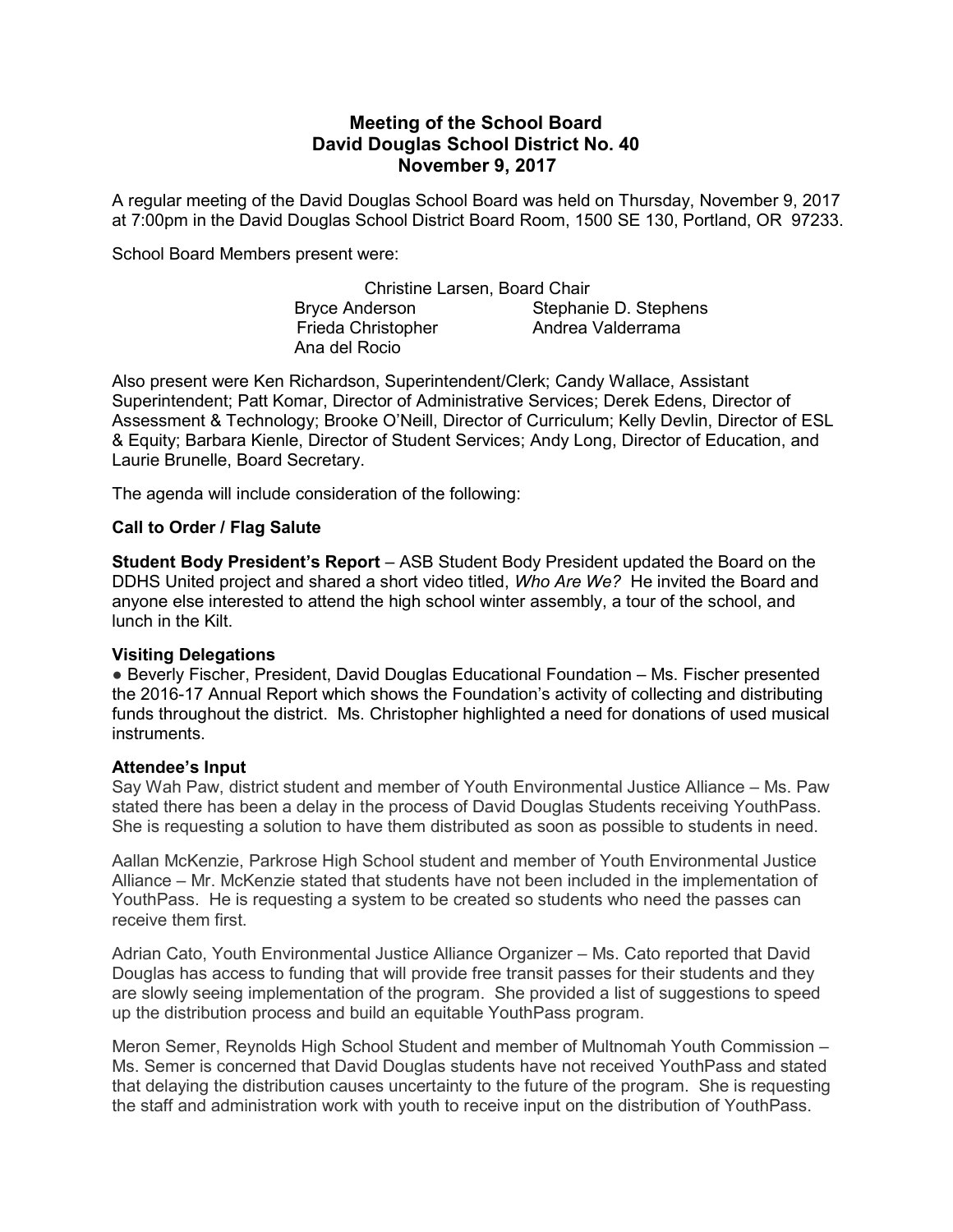# Meeting of the School Board
## David Douglas School District No. 40
## November 9, 2017

A regular meeting of the David Douglas School Board was held on Thursday, November 9, 2017 at 7:00pm in the David Douglas School District Board Room, 1500 SE 130, Portland, OR 97233.

School Board Members present were:

Christine Larsen, Board Chair
Bryce Anderson
Stephanie D. Stephens
Frieda Christopher
Andrea Valderrama
Ana del Rocio

Also present were Ken Richardson, Superintendent/Clerk; Candy Wallace, Assistant Superintendent; Patt Komar, Director of Administrative Services; Derek Edens, Director of Assessment & Technology; Brooke O'Neill, Director of Curriculum; Kelly Devlin, Director of ESL & Equity; Barbara Kienle, Director of Student Services; Andy Long, Director of Education, and Laurie Brunelle, Board Secretary.

The agenda will include consideration of the following:

**Call to Order / Flag Salute**

**Student Body President's Report** – ASB Student Body President updated the Board on the DDHS United project and shared a short video titled, *Who Are We?* He invited the Board and anyone else interested to attend the high school winter assembly, a tour of the school, and lunch in the Kilt.

**Visiting Delegations**

- Beverly Fischer, President, David Douglas Educational Foundation – Ms. Fischer presented the 2016-17 Annual Report which shows the Foundation's activity of collecting and distributing funds throughout the district. Ms. Christopher highlighted a need for donations of used musical instruments.

**Attendee's Input**

Say Wah Paw, district student and member of Youth Environmental Justice Alliance – Ms. Paw stated there has been a delay in the process of David Douglas Students receiving YouthPass. She is requesting a solution to have them distributed as soon as possible to students in need.

Aallan McKenzie, Parkrose High School student and member of Youth Environmental Justice Alliance – Mr. McKenzie stated that students have not been included in the implementation of YouthPass. He is requesting a system to be created so students who need the passes can receive them first.

Adrian Cato, Youth Environmental Justice Alliance Organizer – Ms. Cato reported that David Douglas has access to funding that will provide free transit passes for their students and they are slowly seeing implementation of the program. She provided a list of suggestions to speed up the distribution process and build an equitable YouthPass program.

Meron Semer, Reynolds High School Student and member of Multnomah Youth Commission – Ms. Semer is concerned that David Douglas students have not received YouthPass and stated that delaying the distribution causes uncertainty to the future of the program. She is requesting the staff and administration work with youth to receive input on the distribution of YouthPass.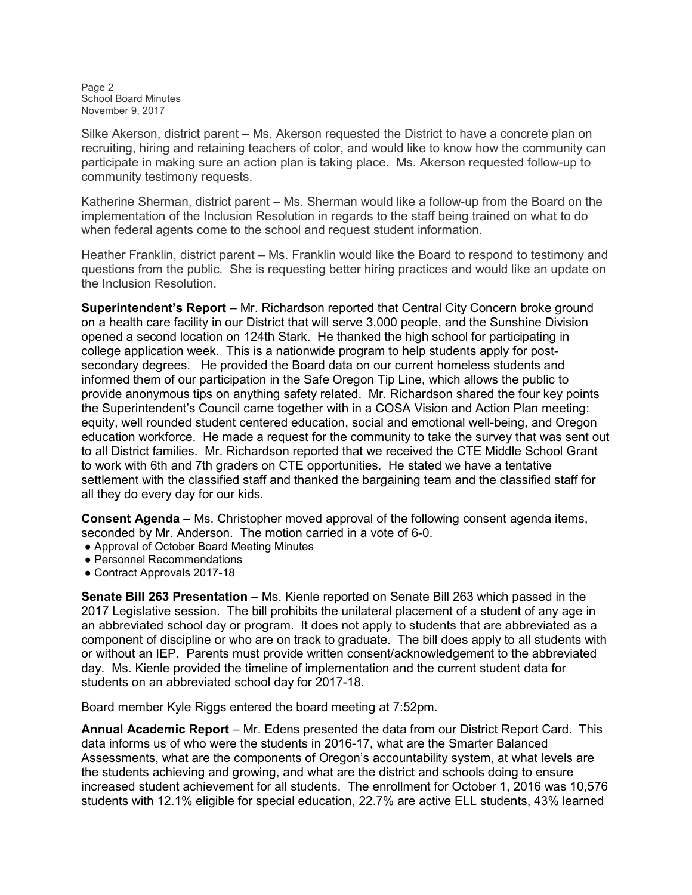Silke Akerson, district parent – Ms. Akerson requested the District to have a concrete plan on recruiting, hiring and retaining teachers of color, and would like to know how the community can participate in making sure an action plan is taking place. Ms. Akerson requested follow-up to community testimony requests.

Katherine Sherman, district parent – Ms. Sherman would like a follow-up from the Board on the implementation of the Inclusion Resolution in regards to the staff being trained on what to do when federal agents come to the school and request student information.

Heather Franklin, district parent – Ms. Franklin would like the Board to respond to testimony and questions from the public. She is requesting better hiring practices and would like an update on the Inclusion Resolution.

**Superintendent's Report** – Mr. Richardson reported that Central City Concern broke ground on a health care facility in our District that will serve 3,000 people, and the Sunshine Division opened a second location on 124th Stark. He thanked the high school for participating in college application week. This is a nationwide program to help students apply for post-secondary degrees. He provided the Board data on our current homeless students and informed them of our participation in the Safe Oregon Tip Line, which allows the public to provide anonymous tips on anything safety related. Mr. Richardson shared the four key points the Superintendent's Council came together with in a COSA Vision and Action Plan meeting: equity, well rounded student centered education, social and emotional well-being, and Oregon education workforce. He made a request for the community to take the survey that was sent out to all District families. Mr. Richardson reported that we received the CTE Middle School Grant to work with 6th and 7th graders on CTE opportunities. He stated we have a tentative settlement with the classified staff and thanked the bargaining team and the classified staff for all they do every day for our kids.

**Consent Agenda** – Ms. Christopher moved approval of the following consent agenda items, seconded by Mr. Anderson. The motion carried in a vote of 6-0.

- Approval of October Board Meeting Minutes
- Personnel Recommendations
- Contract Approvals 2017-18

**Senate Bill 263 Presentation** – Ms. Kienle reported on Senate Bill 263 which passed in the 2017 Legislative session. The bill prohibits the unilateral placement of a student of any age in an abbreviated school day or program. It does not apply to students that are abbreviated as a component of discipline or who are on track to graduate. The bill does apply to all students with or without an IEP. Parents must provide written consent/acknowledgement to the abbreviated day. Ms. Kienle provided the timeline of implementation and the current student data for students on an abbreviated school day for 2017-18.

Board member Kyle Riggs entered the board meeting at 7:52pm.

**Annual Academic Report** – Mr. Edens presented the data from our District Report Card. This data informs us of who were the students in 2016-17, what are the Smarter Balanced Assessments, what are the components of Oregon's accountability system, at what levels are the students achieving and growing, and what are the district and schools doing to ensure increased student achievement for all students. The enrollment for October 1, 2016 was 10,576 students with 12.1% eligible for special education, 22.7% are active ELL students, 43% learned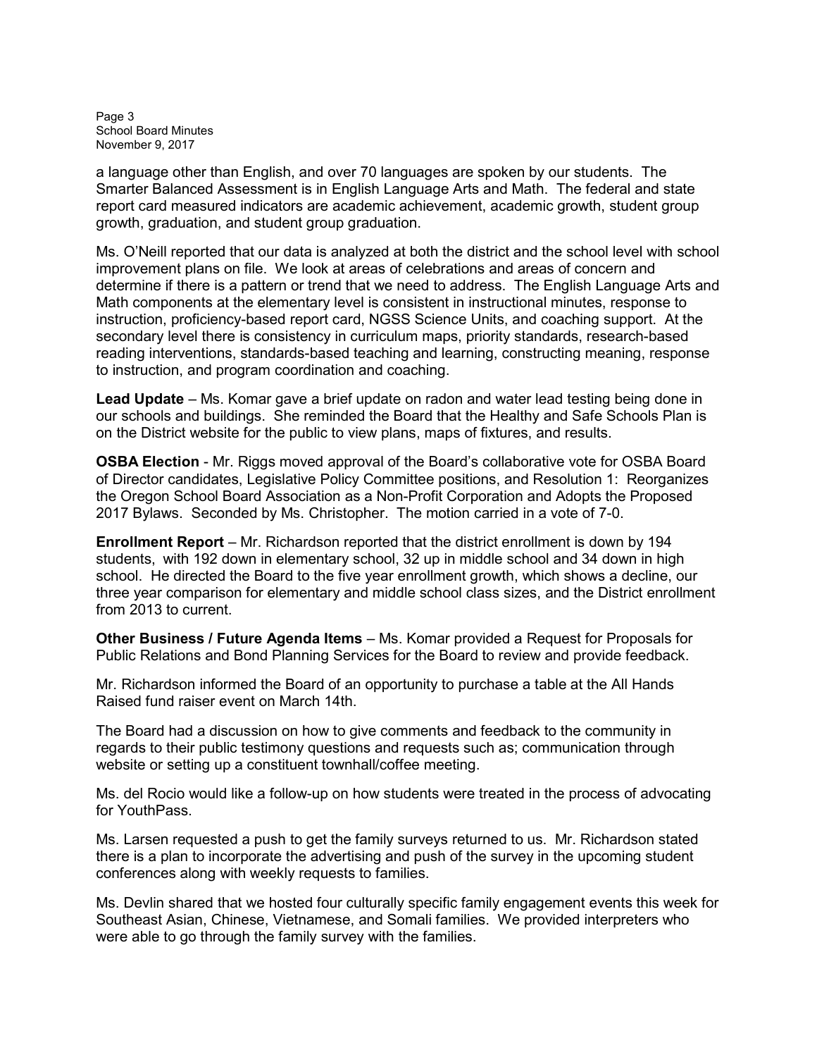a language other than English, and over 70 languages are spoken by our students. The Smarter Balanced Assessment is in English Language Arts and Math. The federal and state report card measured indicators are academic achievement, academic growth, student group growth, graduation, and student group graduation.

Ms. O'Neill reported that our data is analyzed at both the district and the school level with school improvement plans on file. We look at areas of celebrations and areas of concern and determine if there is a pattern or trend that we need to address. The English Language Arts and Math components at the elementary level is consistent in instructional minutes, response to instruction, proficiency-based report card, NGSS Science Units, and coaching support. At the secondary level there is consistency in curriculum maps, priority standards, research-based reading interventions, standards-based teaching and learning, constructing meaning, response to instruction, and program coordination and coaching.

**Lead Update** – Ms. Komar gave a brief update on radon and water lead testing being done in our schools and buildings. She reminded the Board that the Healthy and Safe Schools Plan is on the District website for the public to view plans, maps of fixtures, and results.

**OSBA Election** - Mr. Riggs moved approval of the Board's collaborative vote for OSBA Board of Director candidates, Legislative Policy Committee positions, and Resolution 1: Reorganizes the Oregon School Board Association as a Non-Profit Corporation and Adopts the Proposed 2017 Bylaws. Seconded by Ms. Christopher. The motion carried in a vote of 7-0.

**Enrollment Report** – Mr. Richardson reported that the district enrollment is down by 194 students, with 192 down in elementary school, 32 up in middle school and 34 down in high school. He directed the Board to the five year enrollment growth, which shows a decline, our three year comparison for elementary and middle school class sizes, and the District enrollment from 2013 to current.

**Other Business / Future Agenda Items** – Ms. Komar provided a Request for Proposals for Public Relations and Bond Planning Services for the Board to review and provide feedback.

Mr. Richardson informed the Board of an opportunity to purchase a table at the All Hands Raised fund raiser event on March 14th.

The Board had a discussion on how to give comments and feedback to the community in regards to their public testimony questions and requests such as; communication through website or setting up a constituent townhall/coffee meeting.

Ms. del Rocio would like a follow-up on how students were treated in the process of advocating for YouthPass.

Ms. Larsen requested a push to get the family surveys returned to us. Mr. Richardson stated there is a plan to incorporate the advertising and push of the survey in the upcoming student conferences along with weekly requests to families.

Ms. Devlin shared that we hosted four culturally specific family engagement events this week for Southeast Asian, Chinese, Vietnamese, and Somali families. We provided interpreters who were able to go through the family survey with the families.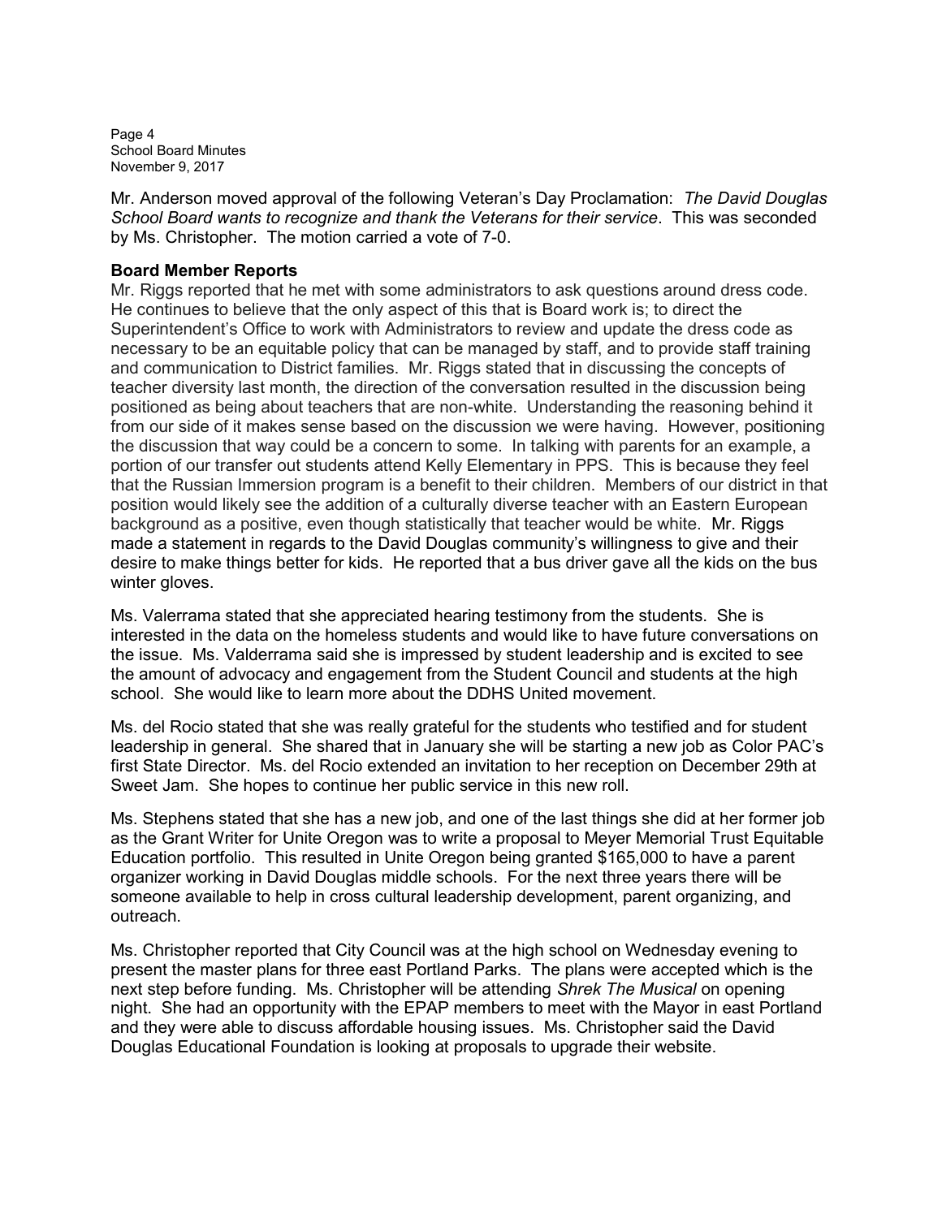Mr. Anderson moved approval of the following Veteran's Day Proclamation: *The David Douglas School Board wants to recognize and thank the Veterans for their service*. This was seconded by Ms. Christopher. The motion carried a vote of 7-0.

**Board Member Reports**

Mr. Riggs reported that he met with some administrators to ask questions around dress code. He continues to believe that the only aspect of this that is Board work is; to direct the Superintendent's Office to work with Administrators to review and update the dress code as necessary to be an equitable policy that can be managed by staff, and to provide staff training and communication to District families. Mr. Riggs stated that in discussing the concepts of teacher diversity last month, the direction of the conversation resulted in the discussion being positioned as being about teachers that are non-white. Understanding the reasoning behind it from our side of it makes sense based on the discussion we were having. However, positioning the discussion that way could be a concern to some. In talking with parents for an example, a portion of our transfer out students attend Kelly Elementary in PPS. This is because they feel that the Russian Immersion program is a benefit to their children. Members of our district in that position would likely see the addition of a culturally diverse teacher with an Eastern European background as a positive, even though statistically that teacher would be white. Mr. Riggs made a statement in regards to the David Douglas community's willingness to give and their desire to make things better for kids. He reported that a bus driver gave all the kids on the bus winter gloves.

Ms. Valerrama stated that she appreciated hearing testimony from the students. She is interested in the data on the homeless students and would like to have future conversations on the issue. Ms. Valderrama said she is impressed by student leadership and is excited to see the amount of advocacy and engagement from the Student Council and students at the high school. She would like to learn more about the DDHS United movement.

Ms. del Rocio stated that she was really grateful for the students who testified and for student leadership in general. She shared that in January she will be starting a new job as Color PAC's first State Director. Ms. del Rocio extended an invitation to her reception on December 29th at Sweet Jam. She hopes to continue her public service in this new roll.

Ms. Stephens stated that she has a new job, and one of the last things she did at her former job as the Grant Writer for Unite Oregon was to write a proposal to Meyer Memorial Trust Equitable Education portfolio. This resulted in Unite Oregon being granted $165,000 to have a parent organizer working in David Douglas middle schools. For the next three years there will be someone available to help in cross cultural leadership development, parent organizing, and outreach.

Ms. Christopher reported that City Council was at the high school on Wednesday evening to present the master plans for three east Portland Parks. The plans were accepted which is the next step before funding. Ms. Christopher will be attending *Shrek The Musical* on opening night. She had an opportunity with the EPAP members to meet with the Mayor in east Portland and they were able to discuss affordable housing issues. Ms. Christopher said the David Douglas Educational Foundation is looking at proposals to upgrade their website.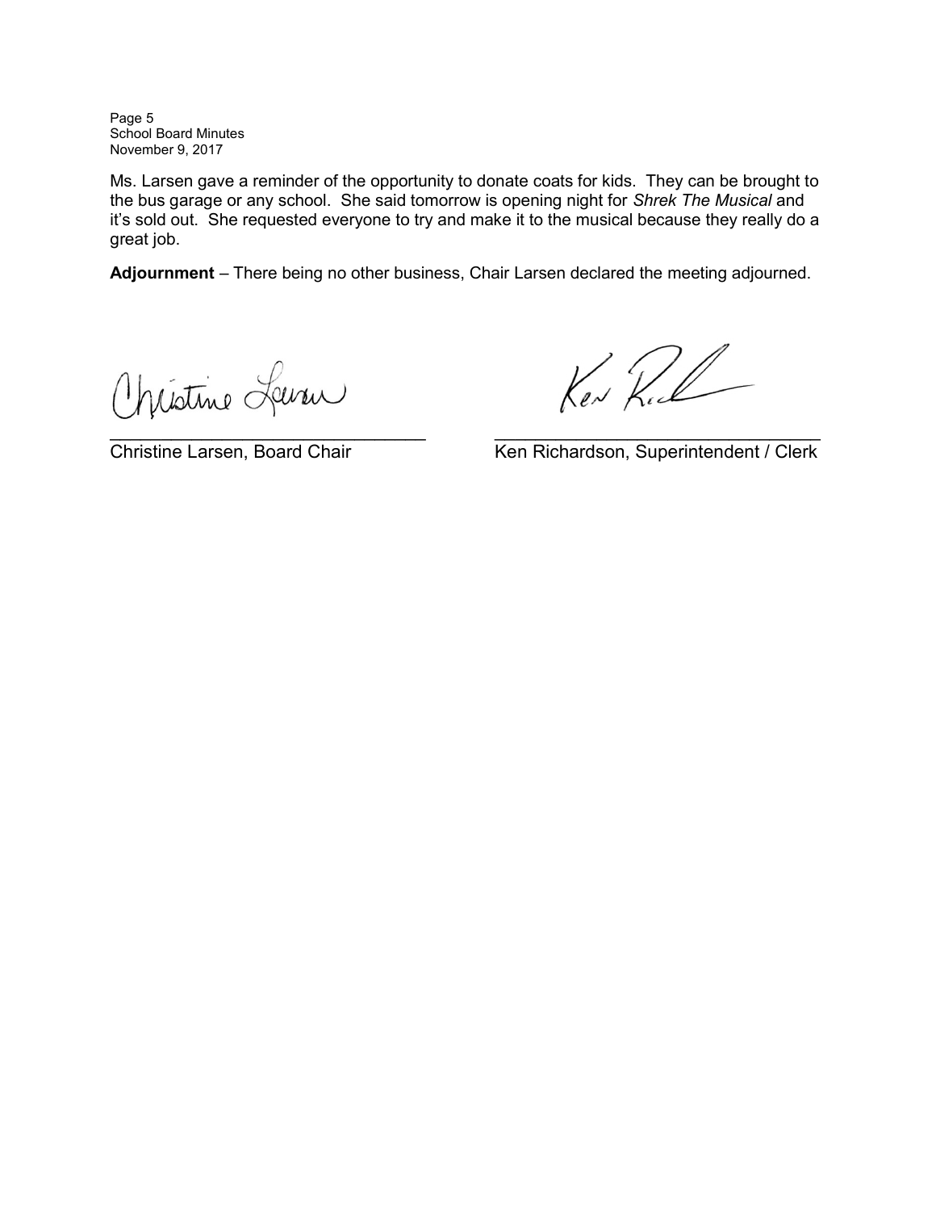Ms. Larsen gave a reminder of the opportunity to donate coats for kids. They can be brought to the bus garage or any school. She said tomorrow is opening night for *Shrek The Musical* and it's sold out. She requested everyone to try and make it to the musical because they really do a great job.

**Adjournment** – There being no other business, Chair Larsen declared the meeting adjourned.

| | |
|---|---|
| \_\_\_\_\_\_\_\_\_\_\_\_\_\_\_\_\_\_\_\_\_\_\_\_\_\_\_\_\_\_\_\_ | \_\_\_\_\_\_\_\_\_\_\_\_\_\_\_\_\_\_\_\_\_\_\_\_\_\_\_\_\_\_\_\_ |
| Christine Larsen, Board Chair | Ken Richardson, Superintendent / Clerk |